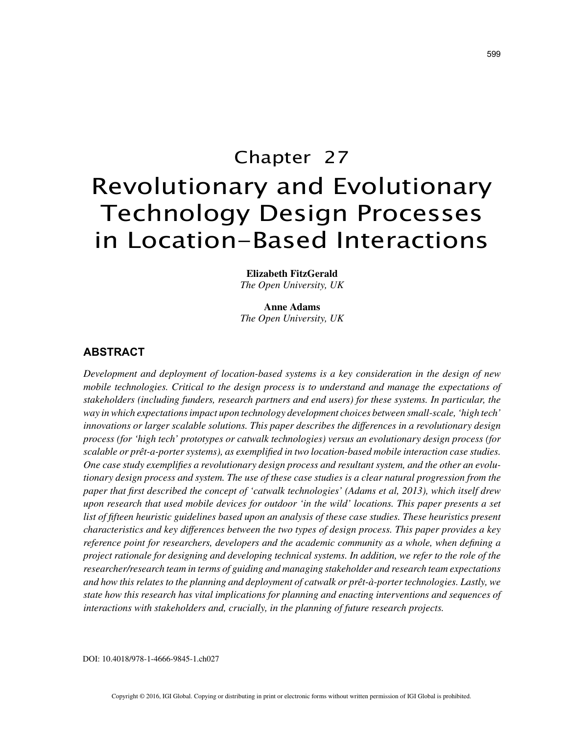# Chapter 27

# Revolutionary and Evolutionary Technology Design Processes in Location-Based Interactions

**Elizabeth FitzGerald**
*The Open University, UK*

**Anne Adams**
*The Open University, UK*

## ABSTRACT

*Development and deployment of location-based systems is a key consideration in the design of new mobile technologies. Critical to the design process is to understand and manage the expectations of stakeholders (including funders, research partners and end users) for these systems. In particular, the way in which expectations impact upon technology development choices between small-scale, 'high tech' innovations or larger scalable solutions. This paper describes the differences in a revolutionary design process (for 'high tech' prototypes or catwalk technologies) versus an evolutionary design process (for scalable or prêt-a-porter systems), as exemplified in two location-based mobile interaction case studies. One case study exemplifies a revolutionary design process and resultant system, and the other an evolutionary design process and system. The use of these case studies is a clear natural progression from the paper that first described the concept of 'catwalk technologies' (Adams et al, 2013), which itself drew upon research that used mobile devices for outdoor 'in the wild' locations. This paper presents a set list of fifteen heuristic guidelines based upon an analysis of these case studies. These heuristics present characteristics and key differences between the two types of design process. This paper provides a key reference point for researchers, developers and the academic community as a whole, when defining a project rationale for designing and developing technical systems. In addition, we refer to the role of the researcher/research team in terms of guiding and managing stakeholder and research team expectations and how this relates to the planning and deployment of catwalk or prêt-à-porter technologies. Lastly, we state how this research has vital implications for planning and enacting interventions and sequences of interactions with stakeholders and, crucially, in the planning of future research projects.*

DOI: 10.4018/978-1-4666-9845-1.ch027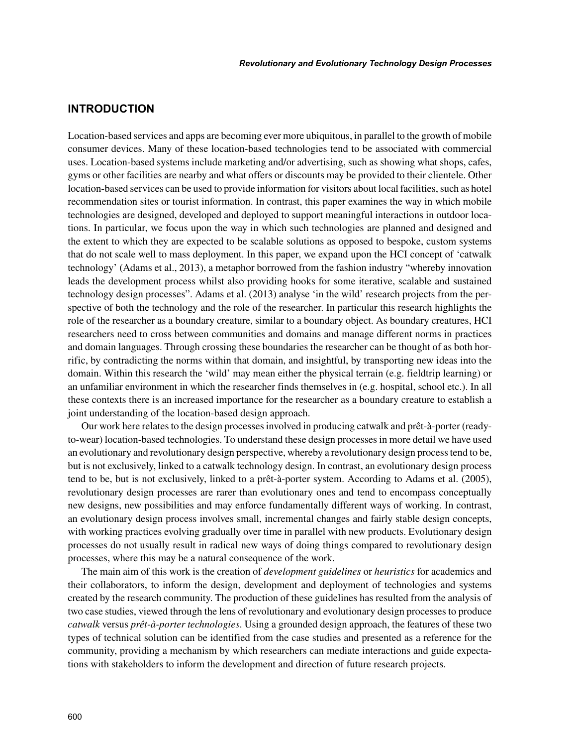## INTRODUCTION

Location-based services and apps are becoming ever more ubiquitous, in parallel to the growth of mobile consumer devices. Many of these location-based technologies tend to be associated with commercial uses. Location-based systems include marketing and/or advertising, such as showing what shops, cafes, gyms or other facilities are nearby and what offers or discounts may be provided to their clientele. Other location-based services can be used to provide information for visitors about local facilities, such as hotel recommendation sites or tourist information. In contrast, this paper examines the way in which mobile technologies are designed, developed and deployed to support meaningful interactions in outdoor locations. In particular, we focus upon the way in which such technologies are planned and designed and the extent to which they are expected to be scalable solutions as opposed to bespoke, custom systems that do not scale well to mass deployment. In this paper, we expand upon the HCI concept of 'catwalk technology' (Adams et al., 2013), a metaphor borrowed from the fashion industry "whereby innovation leads the development process whilst also providing hooks for some iterative, scalable and sustained technology design processes". Adams et al. (2013) analyse 'in the wild' research projects from the perspective of both the technology and the role of the researcher. In particular this research highlights the role of the researcher as a boundary creature, similar to a boundary object. As boundary creatures, HCI researchers need to cross between communities and domains and manage different norms in practices and domain languages. Through crossing these boundaries the researcher can be thought of as both horrific, by contradicting the norms within that domain, and insightful, by transporting new ideas into the domain. Within this research the 'wild' may mean either the physical terrain (e.g. fieldtrip learning) or an unfamiliar environment in which the researcher finds themselves in (e.g. hospital, school etc.). In all these contexts there is an increased importance for the researcher as a boundary creature to establish a joint understanding of the location-based design approach.

Our work here relates to the design processes involved in producing catwalk and prêt-à-porter (ready-to-wear) location-based technologies. To understand these design processes in more detail we have used an evolutionary and revolutionary design perspective, whereby a revolutionary design process tend to be, but is not exclusively, linked to a catwalk technology design. In contrast, an evolutionary design process tend to be, but is not exclusively, linked to a prêt-à-porter system. According to Adams et al. (2005), revolutionary design processes are rarer than evolutionary ones and tend to encompass conceptually new designs, new possibilities and may enforce fundamentally different ways of working. In contrast, an evolutionary design process involves small, incremental changes and fairly stable design concepts, with working practices evolving gradually over time in parallel with new products. Evolutionary design processes do not usually result in radical new ways of doing things compared to revolutionary design processes, where this may be a natural consequence of the work.

The main aim of this work is the creation of *development guidelines* or *heuristics* for academics and their collaborators, to inform the design, development and deployment of technologies and systems created by the research community. The production of these guidelines has resulted from the analysis of two case studies, viewed through the lens of revolutionary and evolutionary design processes to produce *catwalk* versus *prêt-à-porter technologies*. Using a grounded design approach, the features of these two types of technical solution can be identified from the case studies and presented as a reference for the community, providing a mechanism by which researchers can mediate interactions and guide expectations with stakeholders to inform the development and direction of future research projects.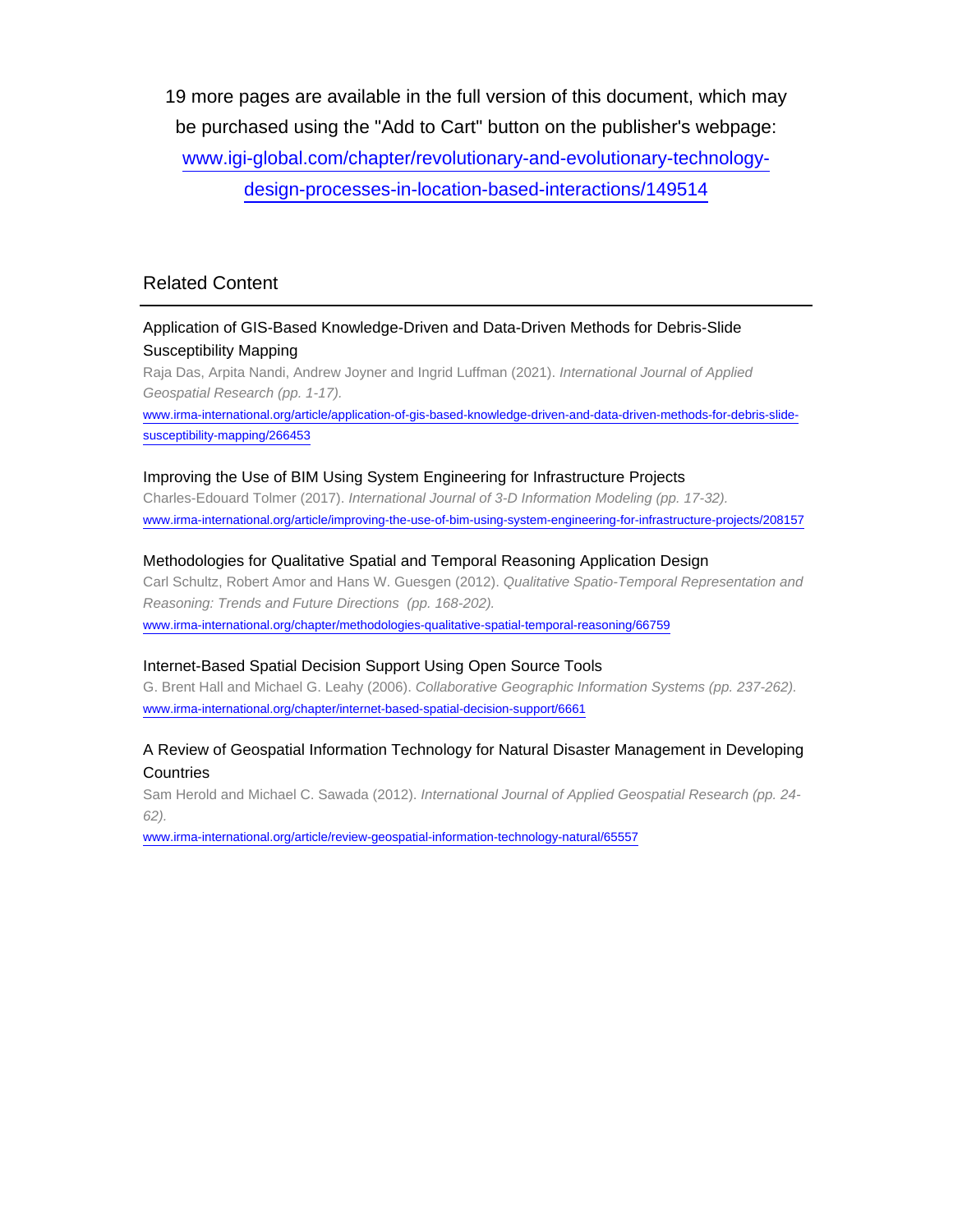19 more pages are available in the full version of this document, which may be purchased using the "Add to Cart" button on the publisher's webpage: www.igi-global.com/chapter/revolutionary-and-evolutionary-technology-design-processes-in-location-based-interactions/149514

## Related Content

Application of GIS-Based Knowledge-Driven and Data-Driven Methods for Debris-Slide Susceptibility Mapping
Raja Das, Arpita Nandi, Andrew Joyner and Ingrid Luffman (2021). *International Journal of Applied Geospatial Research (pp. 1-17).*
www.irma-international.org/article/application-of-gis-based-knowledge-driven-and-data-driven-methods-for-debris-slide-susceptibility-mapping/266453

Improving the Use of BIM Using System Engineering for Infrastructure Projects
Charles-Edouard Tolmer (2017). *International Journal of 3-D Information Modeling (pp. 17-32).*
www.irma-international.org/article/improving-the-use-of-bim-using-system-engineering-for-infrastructure-projects/208157

Methodologies for Qualitative Spatial and Temporal Reasoning Application Design
Carl Schultz, Robert Amor and Hans W. Guesgen (2012). *Qualitative Spatio-Temporal Representation and Reasoning: Trends and Future Directions (pp. 168-202).*
www.irma-international.org/chapter/methodologies-qualitative-spatial-temporal-reasoning/66759

Internet-Based Spatial Decision Support Using Open Source Tools
G. Brent Hall and Michael G. Leahy (2006). *Collaborative Geographic Information Systems (pp. 237-262).*
www.irma-international.org/chapter/internet-based-spatial-decision-support/6661

A Review of Geospatial Information Technology for Natural Disaster Management in Developing Countries
Sam Herold and Michael C. Sawada (2012). *International Journal of Applied Geospatial Research (pp. 24-62).*
www.irma-international.org/article/review-geospatial-information-technology-natural/65557